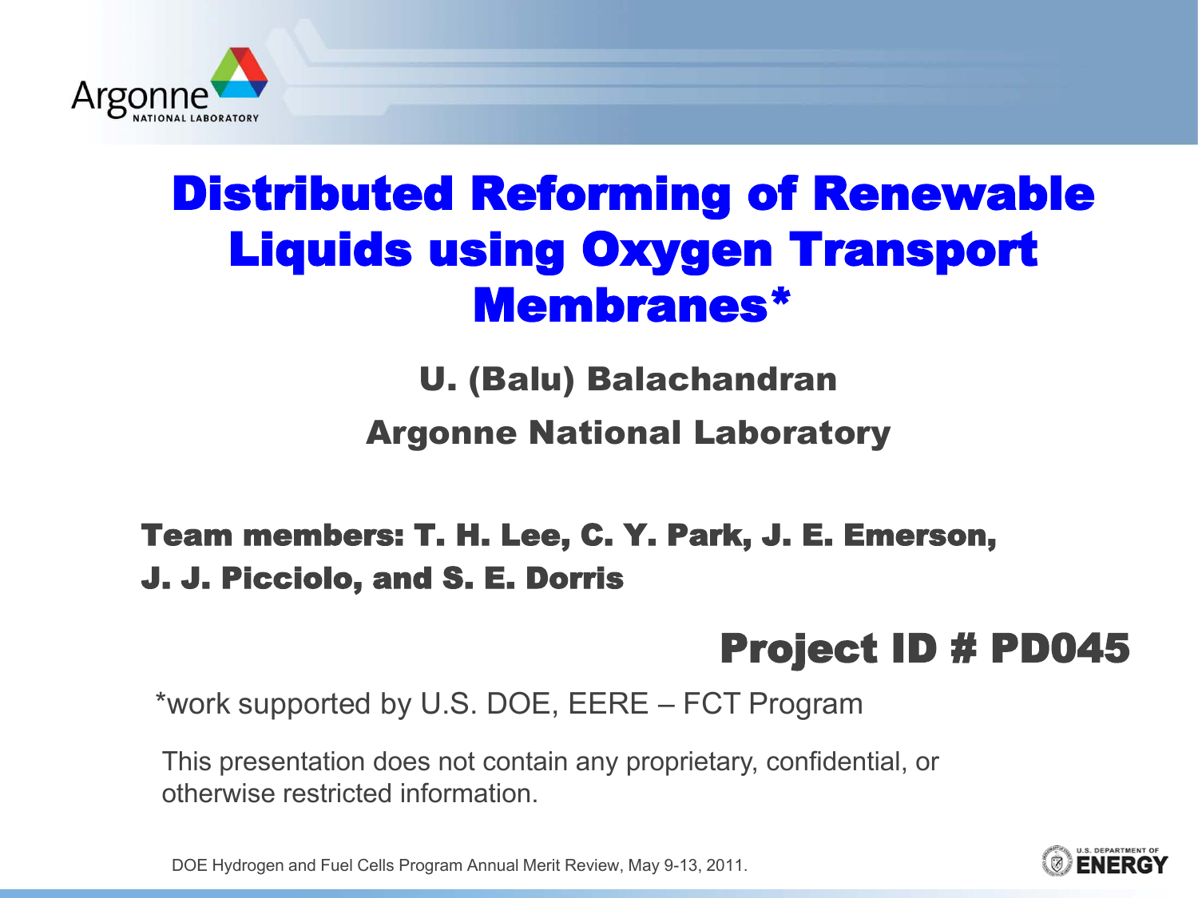# Distributed Reforming of Renewable Liquids using Oxygen Transport Membranes*

**U. (Balu) Balachandran**

**Argonne National Laboratory**

**Team members: T. H. Lee, C. Y. Park, J. E. Emerson, J. J. Picciolo, and S. E. Dorris**

**Project ID # PD045**

*work supported by U.S. DOE, EERE – FCT Program

This presentation does not contain any proprietary, confidential, or otherwise restricted information.

DOE Hydrogen and Fuel Cells Program Annual Merit Review, May 9-13, 2011.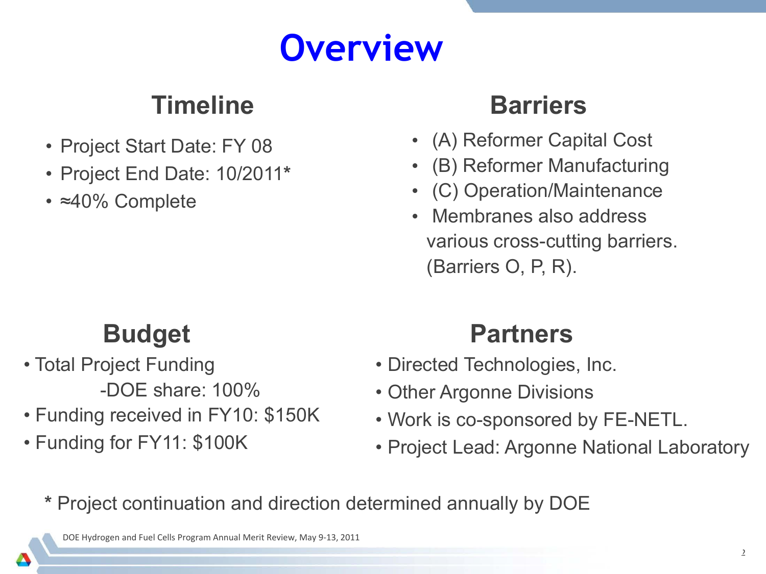# Overview

## Timeline

- Project Start Date: FY 08
- Project End Date: 10/2011*
- ≈40% Complete

## Barriers

- (A) Reformer Capital Cost
- (B) Reformer Manufacturing
- (C) Operation/Maintenance
- Membranes also address various cross-cutting barriers. (Barriers O, P, R).

## Budget

- Total Project Funding
  - -DOE share: 100%
- Funding received in FY10: $150K
- Funding for FY11: $100K

## Partners

- Directed Technologies, Inc.
- Other Argonne Divisions
- Work is co-sponsored by FE-NETL.
- Project Lead: Argonne National Laboratory

\* Project continuation and direction determined annually by DOE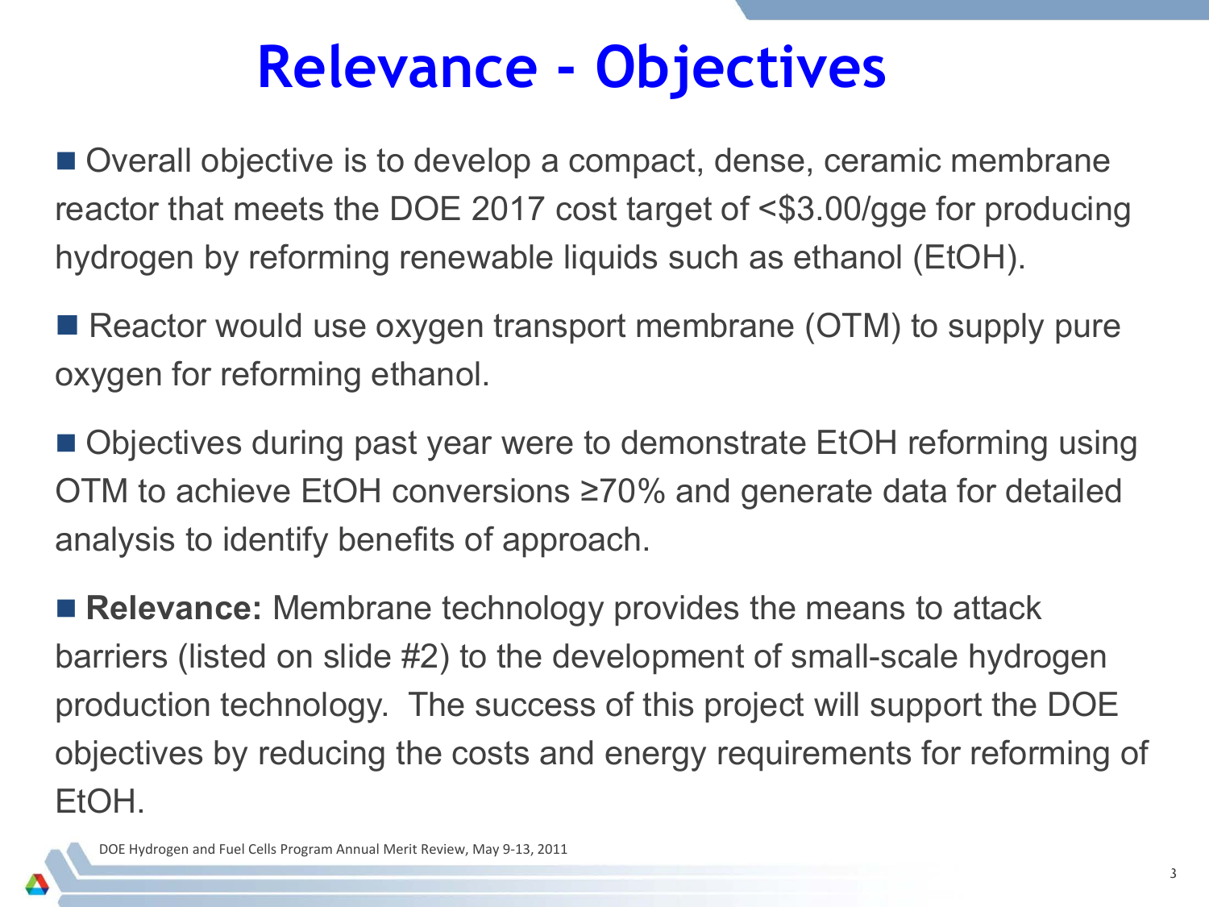# Relevance - Objectives

- Overall objective is to develop a compact, dense, ceramic membrane reactor that meets the DOE 2017 cost target of <$3.00/gge for producing hydrogen by reforming renewable liquids such as ethanol (EtOH).

- Reactor would use oxygen transport membrane (OTM) to supply pure oxygen for reforming ethanol.

- Objectives during past year were to demonstrate EtOH reforming using OTM to achieve EtOH conversions ≥70% and generate data for detailed analysis to identify benefits of approach.

- **Relevance:** Membrane technology provides the means to attack barriers (listed on slide #2) to the development of small-scale hydrogen production technology. The success of this project will support the DOE objectives by reducing the costs and energy requirements for reforming of EtOH.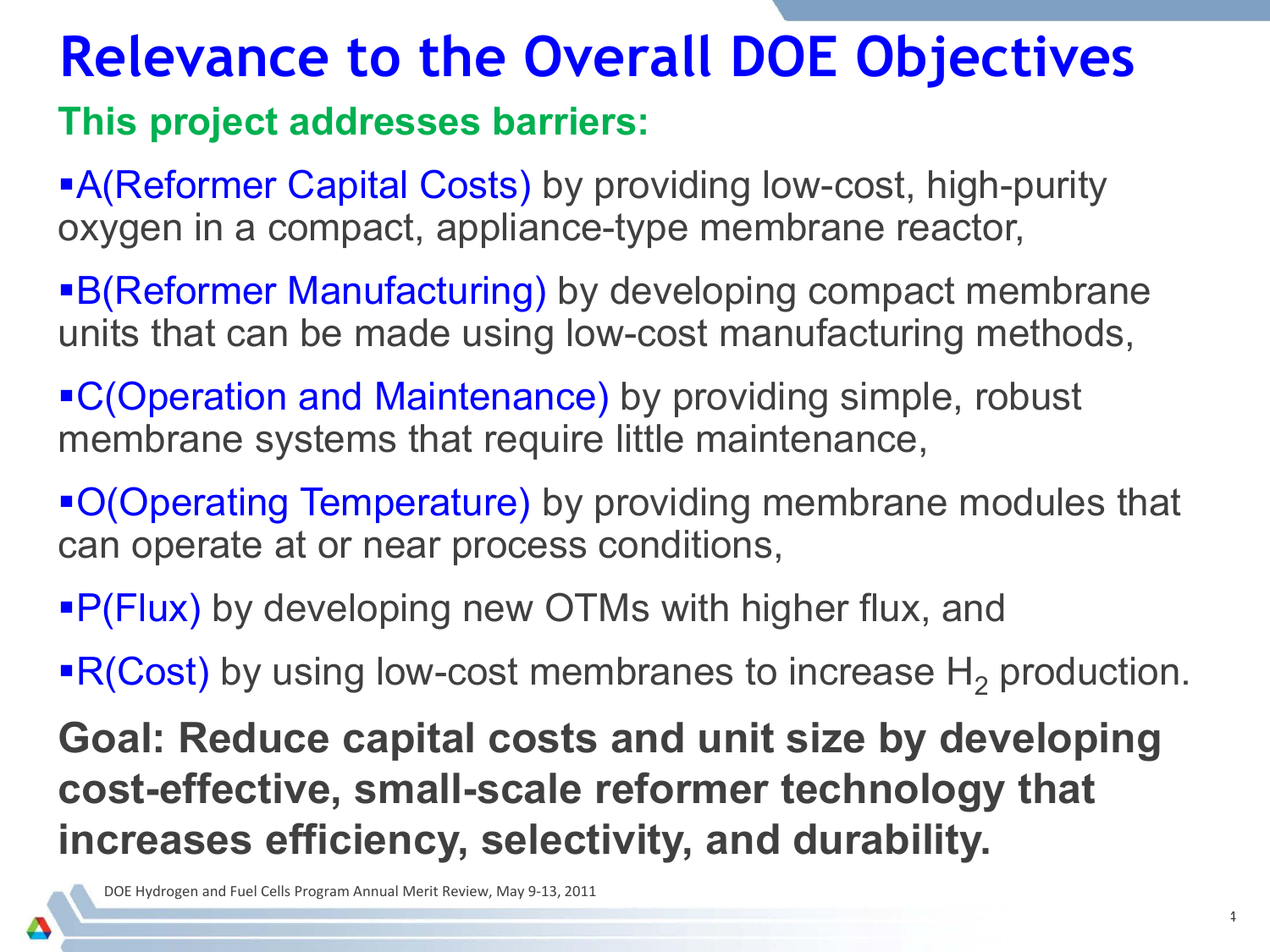# Relevance to the Overall DOE Objectives

**This project addresses barriers:**

- A(Reformer Capital Costs) by providing low-cost, high-purity oxygen in a compact, appliance-type membrane reactor,
- B(Reformer Manufacturing) by developing compact membrane units that can be made using low-cost manufacturing methods,
- C(Operation and Maintenance) by providing simple, robust membrane systems that require little maintenance,
- O(Operating Temperature) by providing membrane modules that can operate at or near process conditions,
- P(Flux) by developing new OTMs with higher flux, and
- R(Cost) by using low-cost membranes to increase $H_2$ production.

**Goal: Reduce capital costs and unit size by developing cost-effective, small-scale reformer technology that increases efficiency, selectivity, and durability.**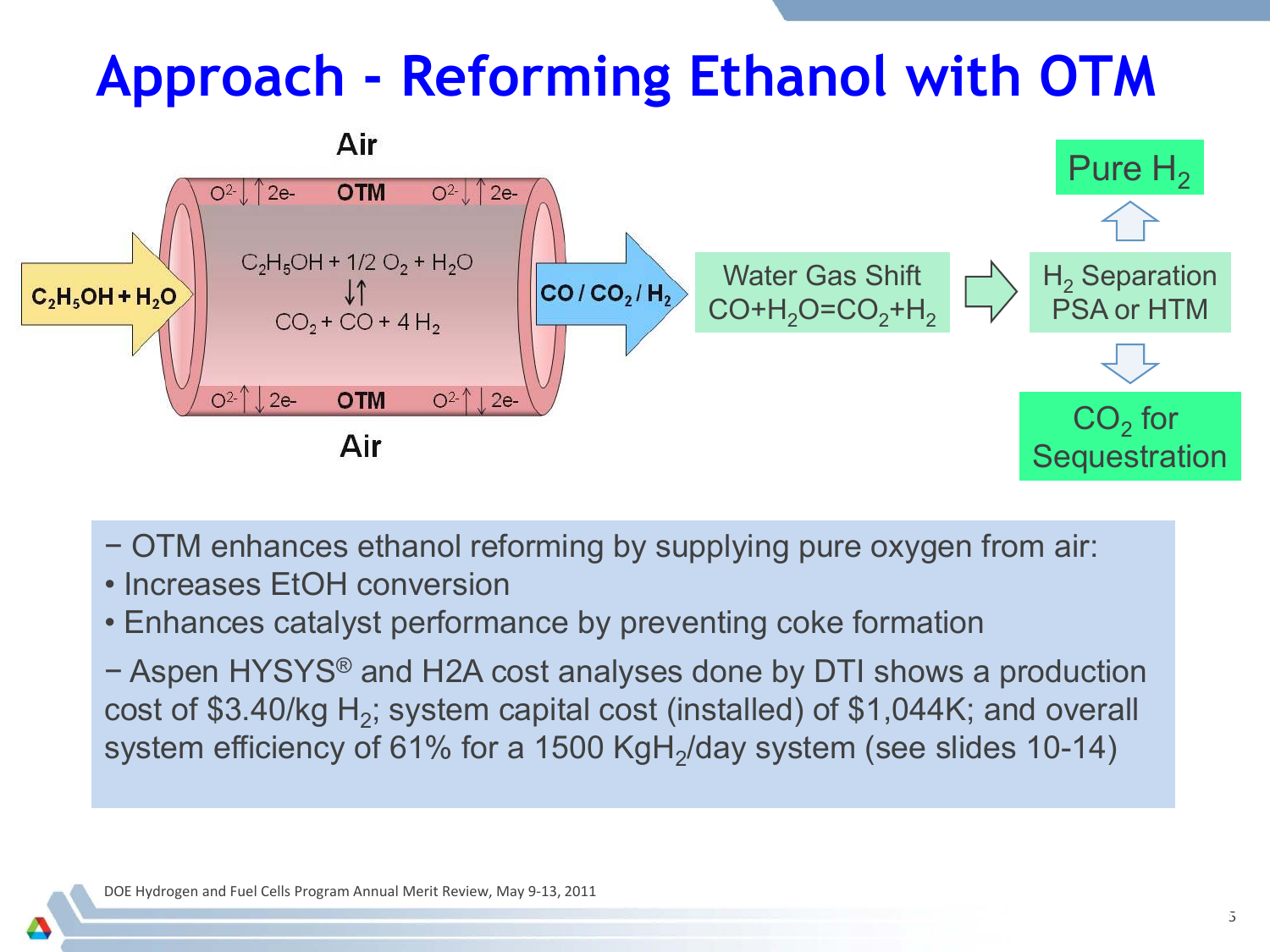# Approach - Reforming Ethanol with OTM

Air

$O^{2-}$ ↓ ↑ 2e- **OTM** $O^{2-}$ ↓ ↑ 2e-

**$C_2H_5OH + H_2O$** → $C_2H_5OH + 1/2\ O_2 + H_2O$ ⇅ $CO_2 + CO + 4\ H_2$ → **$CO / CO_2 / H_2$**

$O^{2-}$ ↑ ↓ 2e- **OTM** $O^{2-}$ ↑ ↓ 2e-

Air

Water Gas Shift $CO + H_2O = CO_2 + H_2$ → $H_2$ Separation PSA or HTM → Pure $H_2$ / $CO_2$ for Sequestration

− OTM enhances ethanol reforming by supplying pure oxygen from air:

- Increases EtOH conversion
- Enhances catalyst performance by preventing coke formation

− Aspen HYSYS® and H2A cost analyses done by DTI shows a production cost of \$3.40/kg $H_2$; system capital cost (installed) of \$1,044K; and overall system efficiency of 61% for a 1500 Kg$H_2$/day system (see slides 10-14)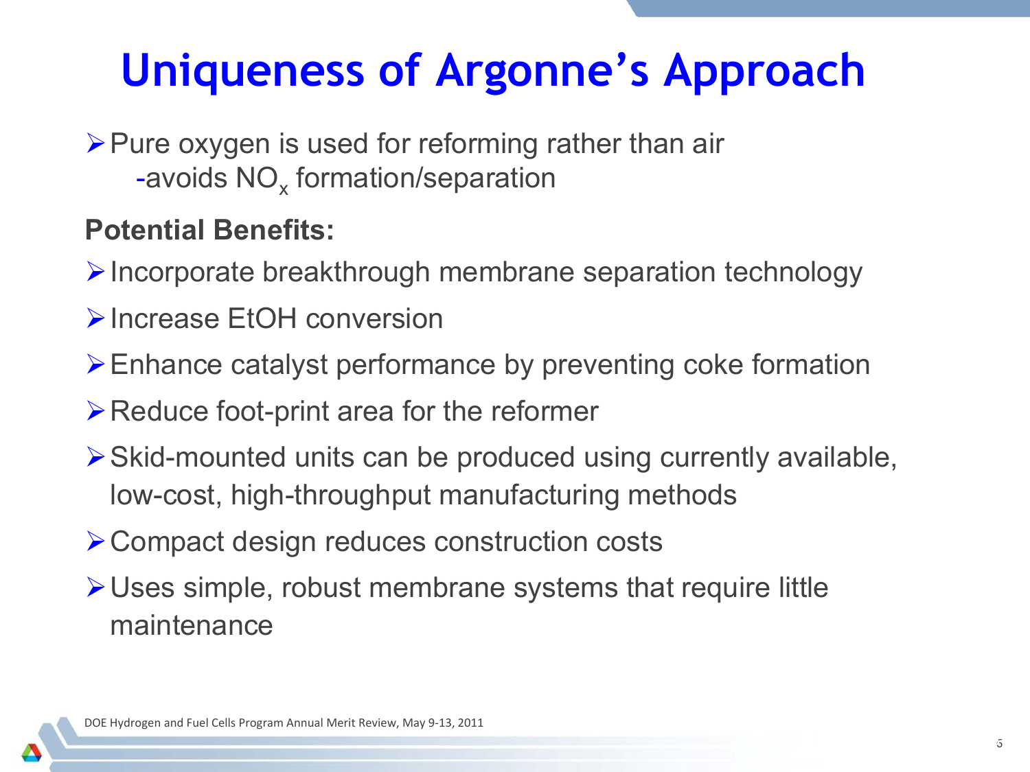# Uniqueness of Argonne's Approach

- Pure oxygen is used for reforming rather than air
  -avoids $NO_x$ formation/separation

**Potential Benefits:**

- Incorporate breakthrough membrane separation technology
- Increase EtOH conversion
- Enhance catalyst performance by preventing coke formation
- Reduce foot-print area for the reformer
- Skid-mounted units can be produced using currently available, low-cost, high-throughput manufacturing methods
- Compact design reduces construction costs
- Uses simple, robust membrane systems that require little maintenance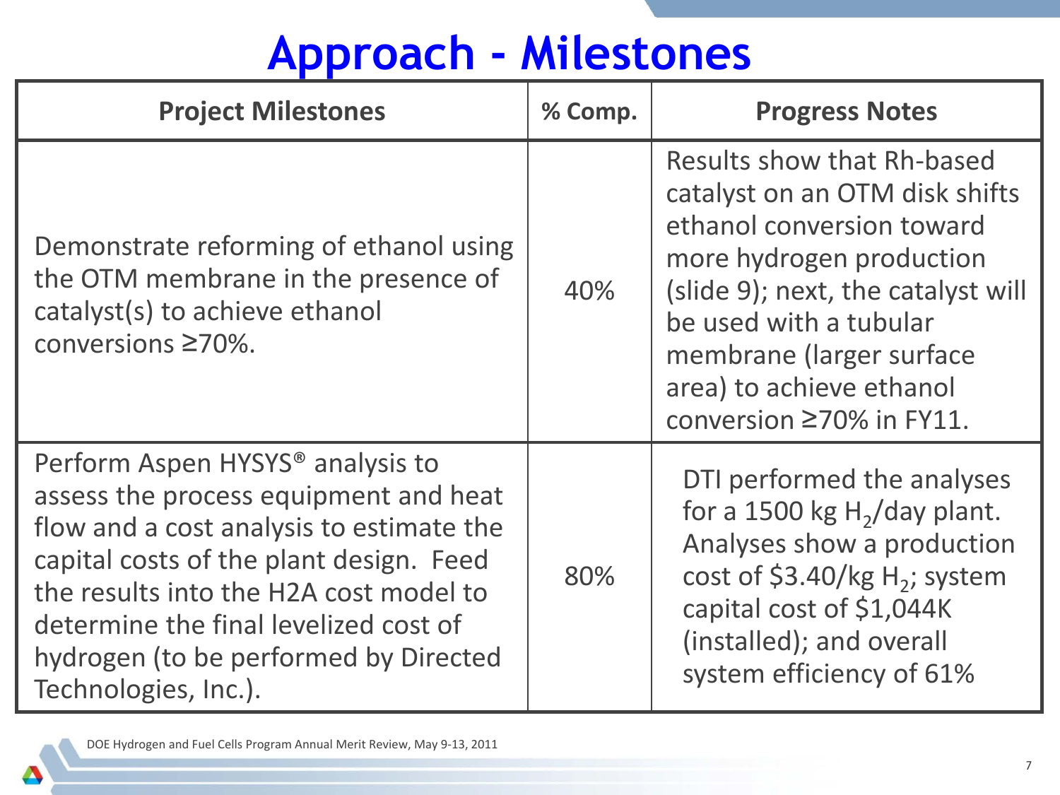# Approach - Milestones

| Project Milestones | % Comp. | Progress Notes |
|---|---|---|
| Demonstrate reforming of ethanol using the OTM membrane in the presence of catalyst(s) to achieve ethanol conversions ≥70%. | 40% | Results show that Rh-based catalyst on an OTM disk shifts ethanol conversion toward more hydrogen production (slide 9); next, the catalyst will be used with a tubular membrane (larger surface area) to achieve ethanol conversion ≥70% in FY11. |
| Perform Aspen HYSYS® analysis to assess the process equipment and heat flow and a cost analysis to estimate the capital costs of the plant design. Feed the results into the H2A cost model to determine the final levelized cost of hydrogen (to be performed by Directed Technologies, Inc.). | 80% | DTI performed the analyses for a 1500 kg $H_2$/day plant. Analyses show a production cost of \$3.40/kg $H_2$; system capital cost of \$1,044K (installed); and overall system efficiency of 61% |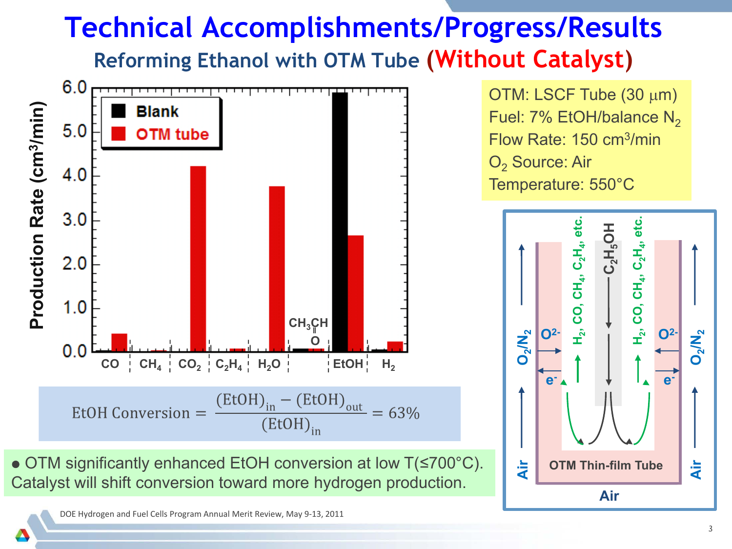# Technical Accomplishments/Progress/Results

## Reforming Ethanol with OTM Tube (Without Catalyst)

OTM: LSCF Tube (30 μm)
Fuel: 7% EtOH/balance $N_2$
Flow Rate: 150 $cm^3$/min
$O_2$ Source: Air
Temperature: 550°C

$$\text{EtOH Conversion} = \frac{(\text{EtOH})_{in} - (\text{EtOH})_{out}}{(\text{EtOH})_{in}} = 63\%$$

- OTM significantly enhanced EtOH conversion at low T(≤700°C). Catalyst will shift conversion toward more hydrogen production.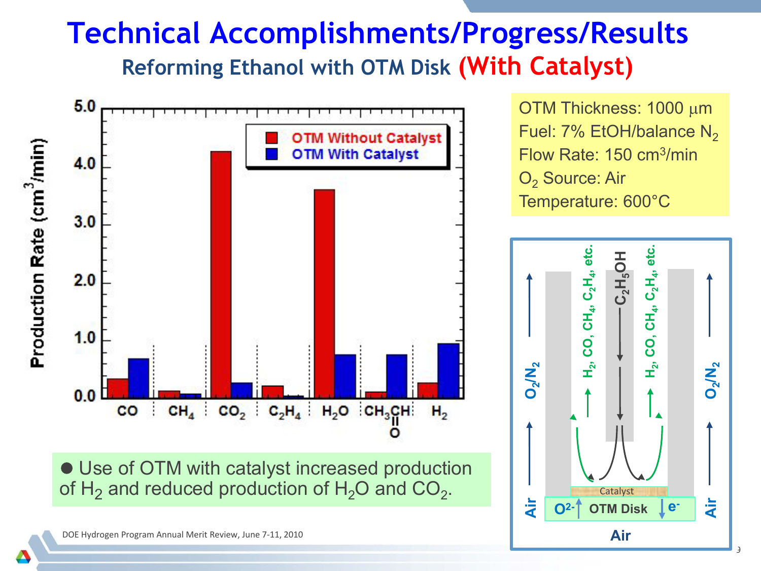# Technical Accomplishments/Progress/Results

## Reforming Ethanol with OTM Disk (With Catalyst)

OTM Thickness: 1000 μm
Fuel: 7% EtOH/balance $N_2$
Flow Rate: 150 $cm^3/min$
$O_2$ Source: Air
Temperature: 600°C

- Use of OTM with catalyst increased production of $H_2$ and reduced production of $H_2O$ and $CO_2$.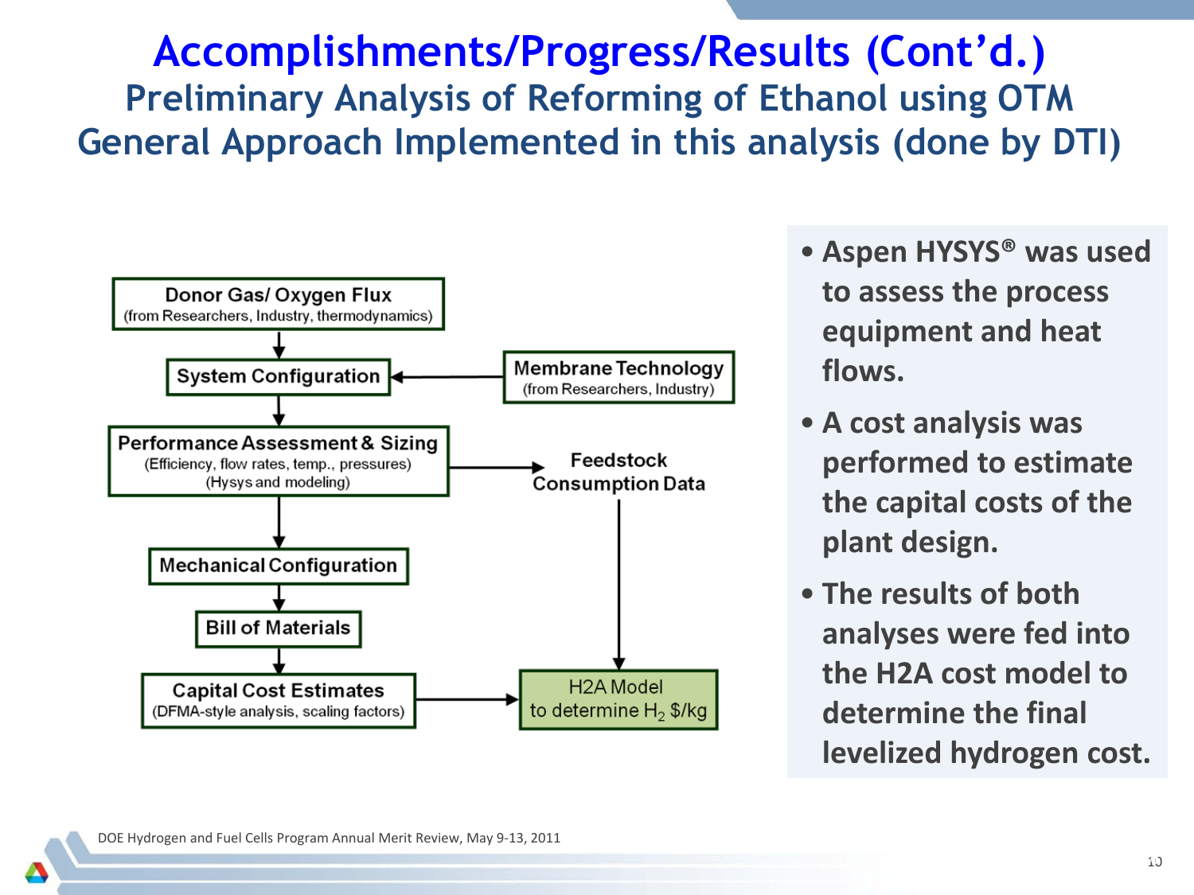# Accomplishments/Progress/Results (Cont'd.)

## Preliminary Analysis of Reforming of Ethanol using OTM

## General Approach Implemented in this analysis (done by DTI)

Donor Gas/ Oxygen Flux
(from Researchers, Industry, thermodynamics)

↓

System Configuration ← Membrane Technology (from Researchers, Industry)

↓

Performance Assessment & Sizing
(Efficiency, flow rates, temp., pressures)
(Hysys and modeling) → Feedstock Consumption Data

↓

Mechanical Configuration

↓

Bill of Materials

↓

Capital Cost Estimates
(DFMA-style analysis, scaling factors) → H2A Model to determine $H_2$ $/kg

Feedstock Consumption Data → H2A Model to determine $H_2$ $/kg

- Aspen HYSYS® was used to assess the process equipment and heat flows.
- A cost analysis was performed to estimate the capital costs of the plant design.
- The results of both analyses were fed into the H2A cost model to determine the final levelized hydrogen cost.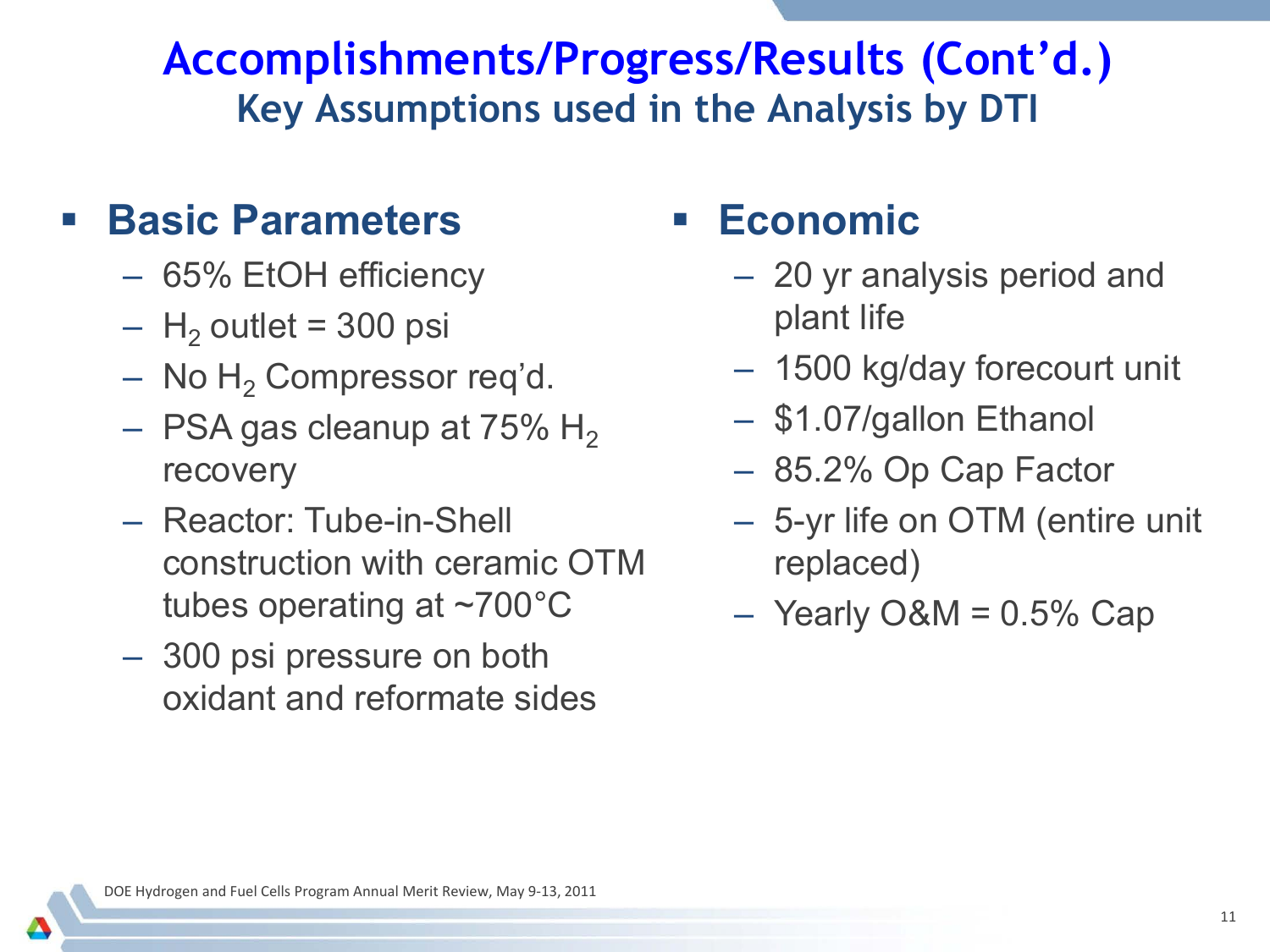# Accomplishments/Progress/Results (Cont'd.)

## Key Assumptions used in the Analysis by DTI

- **Basic Parameters**
  - 65% EtOH efficiency
  - $H_2$ outlet = 300 psi
  - No $H_2$ Compressor req'd.
  - PSA gas cleanup at 75% $H_2$ recovery
  - Reactor: Tube-in-Shell construction with ceramic OTM tubes operating at ~700°C
  - 300 psi pressure on both oxidant and reformate sides

- **Economic**
  - 20 yr analysis period and plant life
  - 1500 kg/day forecourt unit
  - $1.07/gallon Ethanol
  - 85.2% Op Cap Factor
  - 5-yr life on OTM (entire unit replaced)
  - Yearly O&M = 0.5% Cap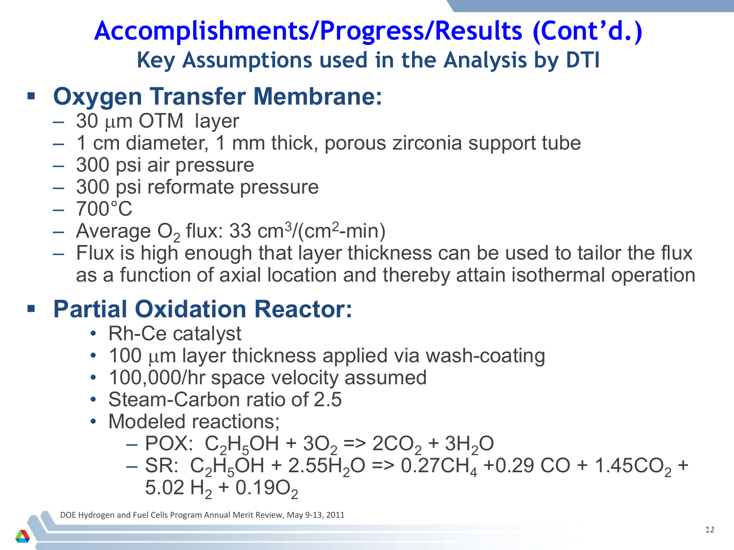# Accomplishments/Progress/Results (Cont'd.)

## Key Assumptions used in the Analysis by DTI

- **Oxygen Transfer Membrane:**
  - 30 μm OTM layer
  - 1 cm diameter, 1 mm thick, porous zirconia support tube
  - 300 psi air pressure
  - 300 psi reformate pressure
  - 700°C
  - Average $O_2$ flux: 33 $cm^3/(cm^2\text{-min})$
  - Flux is high enough that layer thickness can be used to tailor the flux as a function of axial location and thereby attain isothermal operation

- **Partial Oxidation Reactor:**
  - Rh-Ce catalyst
  - 100 μm layer thickness applied via wash-coating
  - 100,000/hr space velocity assumed
  - Steam-Carbon ratio of 2.5
  - Modeled reactions;
    - POX: $C_2H_5OH + 3O_2 \Rightarrow 2CO_2 + 3H_2O$
    - SR: $C_2H_5OH + 2.55H_2O \Rightarrow 0.27CH_4 + 0.29\ CO + 1.45CO_2 + 5.02\ H_2 + 0.19O_2$

DOE Hydrogen and Fuel Cells Program Annual Merit Review, May 9-13, 2011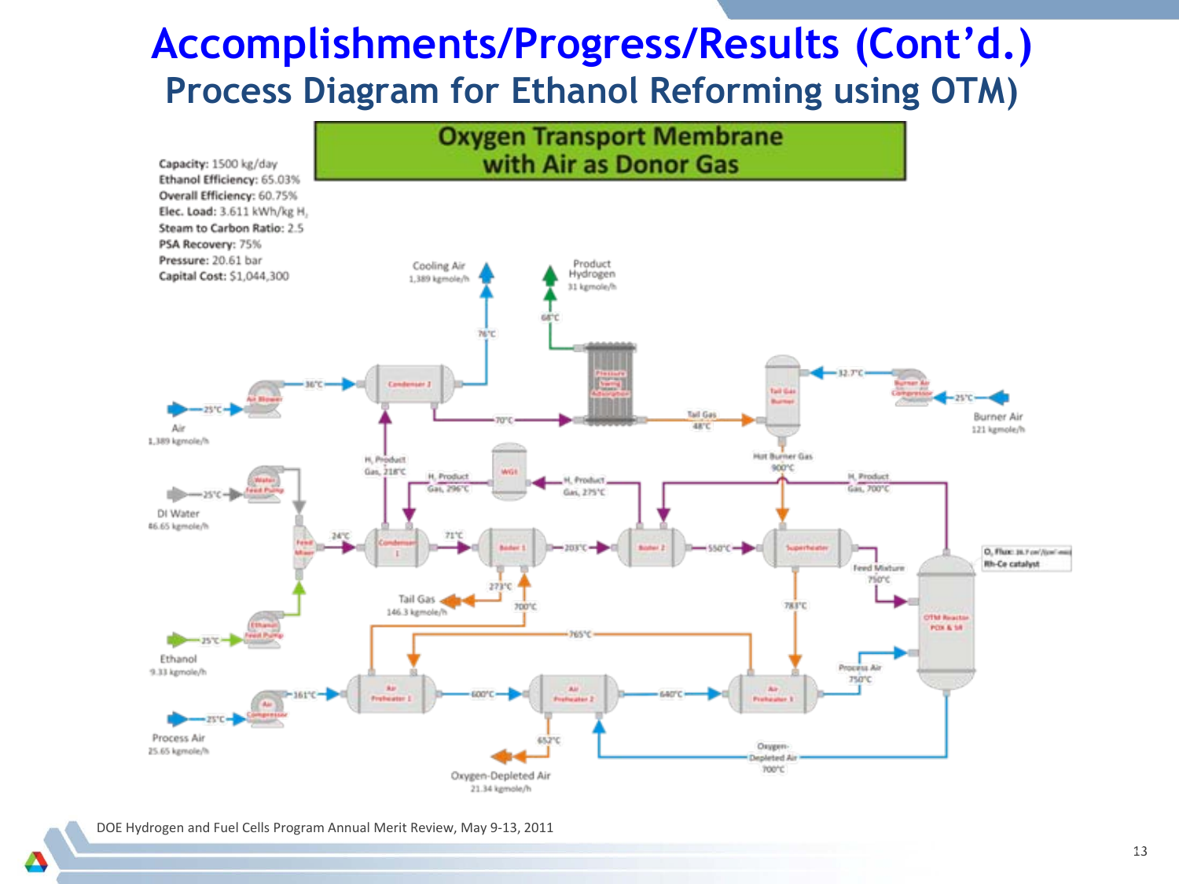# Accomplishments/Progress/Results (Cont'd.)

## Process Diagram for Ethanol Reforming using OTM)

**Oxygen Transport Membrane with Air as Donor Gas**

**Capacity:** 1500 kg/day
**Ethanol Efficiency:** 65.03%
**Overall Efficiency:** 60.75%
**Elec. Load:** 3.611 kWh/kg $H_2$
**Steam to Carbon Ratio:** 2.5
**PSA Recovery:** 75%
**Pressure:** 20.61 bar
**Capital Cost:** $1,044,300

Cooling Air 1,389 kgmole/h

Product Hydrogen 31 kgmole/h

68°C

76°C

Air 1,389 kgmole/h

25°C

36°C

Air Blower

Condenser 2

70°C

Pressure Swing Adsorption

Tail Gas 48°C

Tail Gas Burner

32.7°C

Burner Air Compressor

25°C

Burner Air 121 kgmole/h

$H_2$ Product Gas, 218°C

$H_2$ Product Gas, 296°C

WGS

$H_2$ Product Gas, 275°C

Hot Burner Gas 900°C

$H_2$ Product Gas, 700°C

DI Water 46.65 kgmole/h

25°C

Water Feed Pump

Feed Mixer

24°C

Condenser 1

71°C

Boiler 1

203°C

Boiler 2

550°C

Superheater

Feed Mixture 750°C

$O_2$ Flux

Rh-Ce catalyst

OTM Reactor POX & SR

273°C

Tail Gas 146.3 kgmole/h

700°C

783°C

765°C

Ethanol 9.33 kgmole/h

25°C

Ethanol Feed Pump

Process Air 750°C

Process Air 25.65 kgmole/h

25°C

Air Compressor

161°C

Air Preheater 1

600°C

Air Preheater 2

640°C

Air Preheater 3

652°C

Oxygen-Depleted Air 21.34 kgmole/h

Oxygen-Depleted Air 700°C

DOE Hydrogen and Fuel Cells Program Annual Merit Review, May 9-13, 2011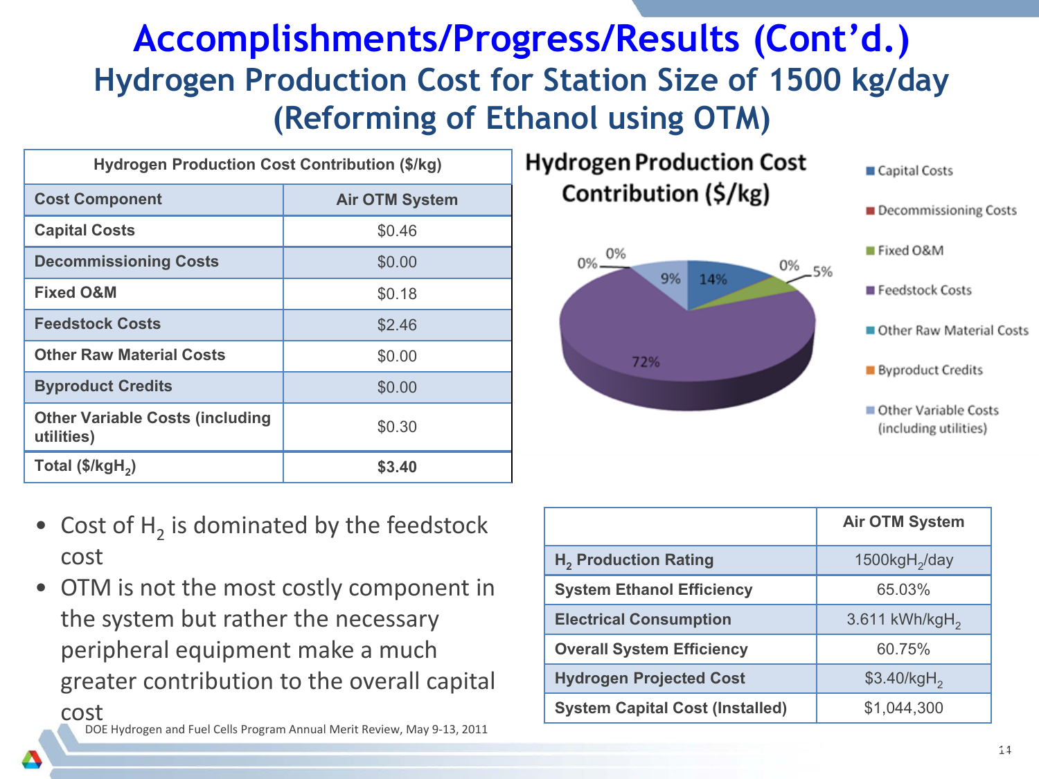# Accomplishments/Progress/Results (Cont'd.)

## Hydrogen Production Cost for Station Size of 1500 kg/day (Reforming of Ethanol using OTM)

| Hydrogen Production Cost Contribution ($/kg) | |
|---|---|
| **Cost Component** | **Air OTM System** |
| **Capital Costs** | $0.46 |
| **Decommissioning Costs** | $0.00 |
| **Fixed O&M** | $0.18 |
| **Feedstock Costs** | $2.46 |
| **Other Raw Material Costs** | $0.00 |
| **Byproduct Credits** | $0.00 |
| **Other Variable Costs (including utilities)** | $0.30 |
| **Total ($/kg$H_2$)** | **$3.40** |

**Hydrogen Production Cost Contribution ($/kg)**

| Component | Share |
|---|---|
| Capital Costs | 14% |
| Decommissioning Costs | 0% |
| Fixed O&M | 5% |
| Feedstock Costs | 72% |
| Other Raw Material Costs | 0% |
| Byproduct Credits | 0% |
| Other Variable Costs (including utilities) | 9% |

- Cost of $H_2$ is dominated by the feedstock cost
- OTM is not the most costly component in the system but rather the necessary peripheral equipment make a much greater contribution to the overall capital cost

| | **Air OTM System** |
|---|---|
| **$H_2$ Production Rating** | 1500kg$H_2$/day |
| **System Ethanol Efficiency** | 65.03% |
| **Electrical Consumption** | 3.611 kWh/kg$H_2$ |
| **Overall System Efficiency** | 60.75% |
| **Hydrogen Projected Cost** | $3.40/kg$H_2$ |
| **System Capital Cost (Installed)** | $1,044,300 |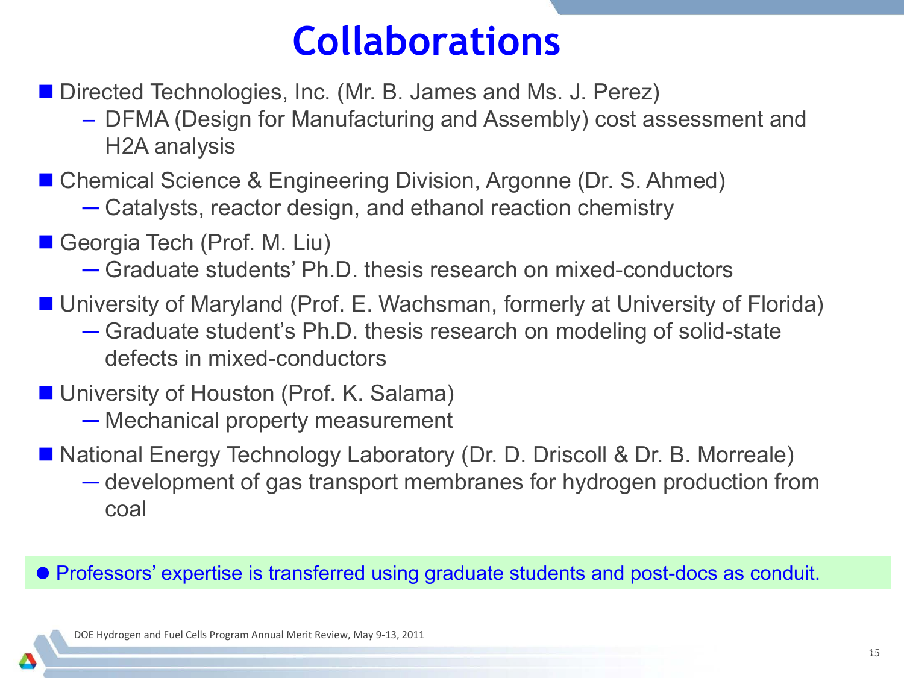# Collaborations

- Directed Technologies, Inc. (Mr. B. James and Ms. J. Perez)
  - DFMA (Design for Manufacturing and Assembly) cost assessment and H2A analysis
- Chemical Science & Engineering Division, Argonne (Dr. S. Ahmed)
  - Catalysts, reactor design, and ethanol reaction chemistry
- Georgia Tech (Prof. M. Liu)
  - Graduate students' Ph.D. thesis research on mixed-conductors
- University of Maryland (Prof. E. Wachsman, formerly at University of Florida)
  - Graduate student's Ph.D. thesis research on modeling of solid-state defects in mixed-conductors
- University of Houston (Prof. K. Salama)
  - Mechanical property measurement
- National Energy Technology Laboratory (Dr. D. Driscoll & Dr. B. Morreale)
  - development of gas transport membranes for hydrogen production from coal

- Professors' expertise is transferred using graduate students and post-docs as conduit.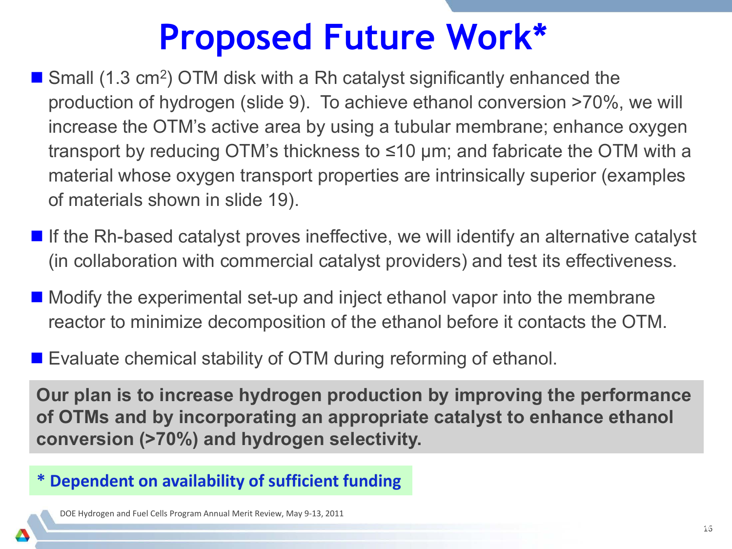# Proposed Future Work*

- Small (1.3 $cm^2$) OTM disk with a Rh catalyst significantly enhanced the production of hydrogen (slide 9). To achieve ethanol conversion >70%, we will increase the OTM's active area by using a tubular membrane; enhance oxygen transport by reducing OTM's thickness to ≤10 μm; and fabricate the OTM with a material whose oxygen transport properties are intrinsically superior (examples of materials shown in slide 19).
- If the Rh-based catalyst proves ineffective, we will identify an alternative catalyst (in collaboration with commercial catalyst providers) and test its effectiveness.
- Modify the experimental set-up and inject ethanol vapor into the membrane reactor to minimize decomposition of the ethanol before it contacts the OTM.
- Evaluate chemical stability of OTM during reforming of ethanol.

**Our plan is to increase hydrogen production by improving the performance of OTMs and by incorporating an appropriate catalyst to enhance ethanol conversion (>70%) and hydrogen selectivity.**

**\* Dependent on availability of sufficient funding**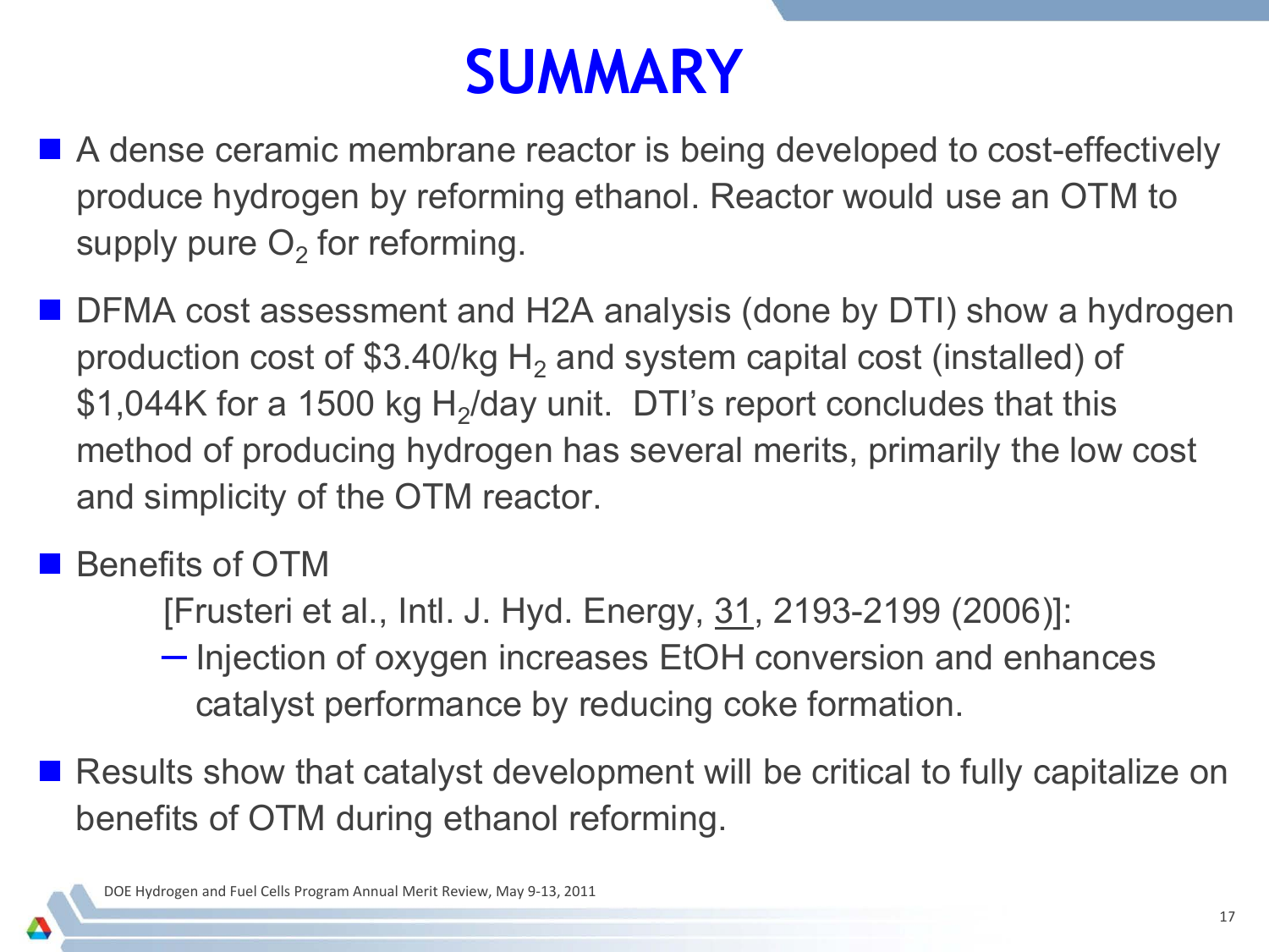# SUMMARY

- A dense ceramic membrane reactor is being developed to cost-effectively produce hydrogen by reforming ethanol. Reactor would use an OTM to supply pure $O_2$ for reforming.
- DFMA cost assessment and H2A analysis (done by DTI) show a hydrogen production cost of $3.40/kg $H_2$ and system capital cost (installed) of $1,044K for a 1500 kg $H_2$/day unit. DTI's report concludes that this method of producing hydrogen has several merits, primarily the low cost and simplicity of the OTM reactor.
- Benefits of OTM

  [Frusteri et al., Intl. J. Hyd. Energy, 31, 2193-2199 (2006)]:
  - Injection of oxygen increases EtOH conversion and enhances catalyst performance by reducing coke formation.
- Results show that catalyst development will be critical to fully capitalize on benefits of OTM during ethanol reforming.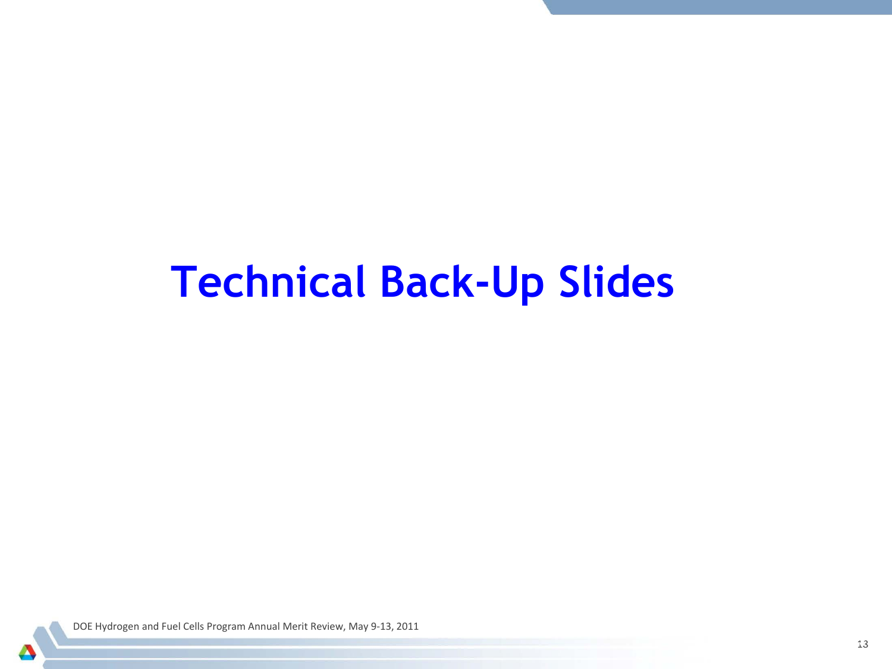# Technical Back-Up Slides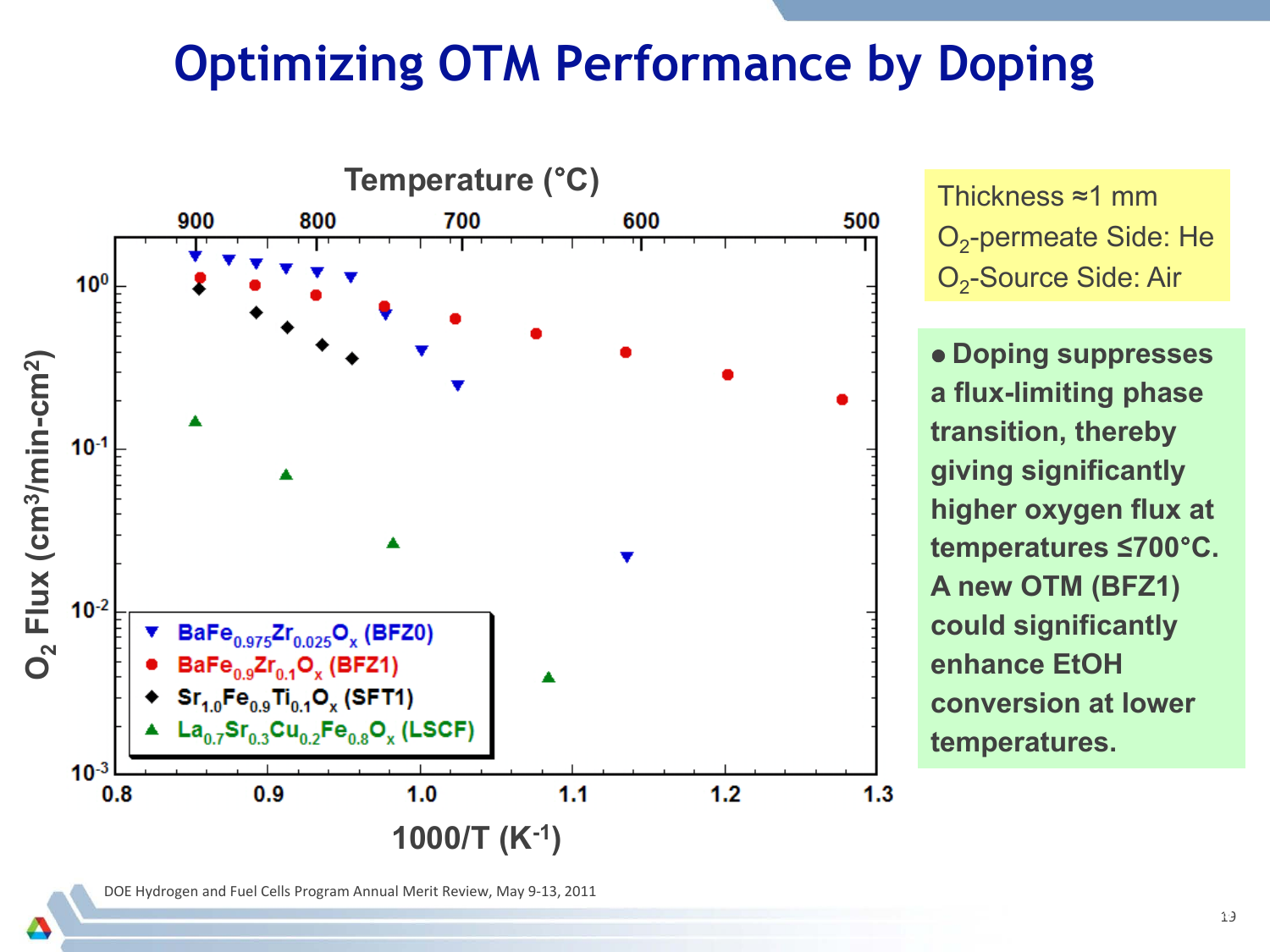# Optimizing OTM Performance by Doping

Temperature (°C)

900 800 700 600 500

$O_2$ Flux ($cm^3$/min-$cm^2$)

$10^0$, $10^{-1}$, $10^{-2}$, $10^{-3}$

1000/T ($K^{-1}$)

0.8 0.9 1.0 1.1 1.2 1.3

- ▼ $BaFe_{0.975}Zr_{0.025}O_x$ (BFZ0)
- ● $BaFe_{0.9}Zr_{0.1}O_x$ (BFZ1)
- ◆ $Sr_{1.0}Fe_{0.9}Ti_{0.1}O_x$ (SFT1)
- ▲ $La_{0.7}Sr_{0.3}Cu_{0.2}Fe_{0.8}O_x$ (LSCF)

Thickness ≈1 mm
$O_2$-permeate Side: He
$O_2$-Source Side: Air

- **Doping suppresses a flux-limiting phase transition, thereby giving significantly higher oxygen flux at temperatures ≤700°C. A new OTM (BFZ1) could significantly enhance EtOH conversion at lower temperatures.**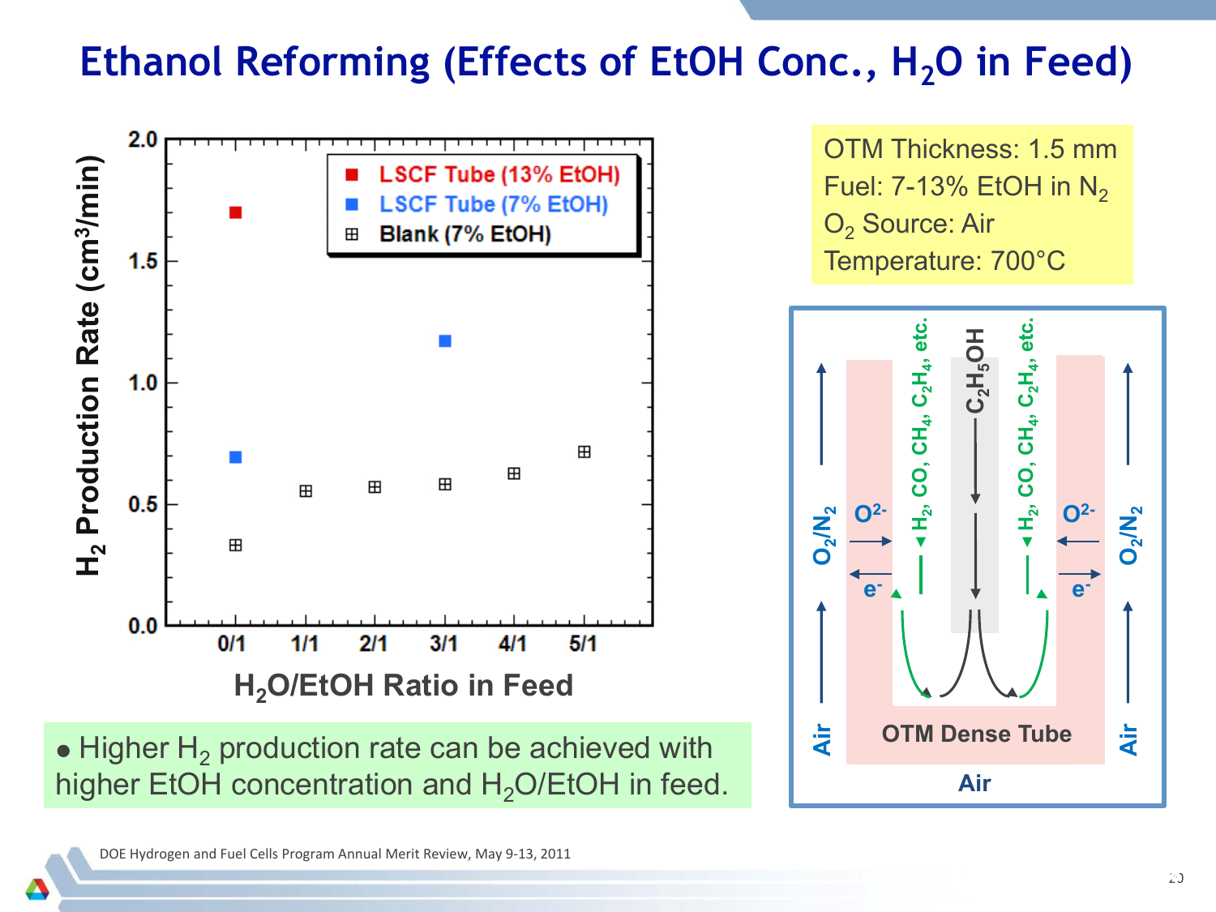# Ethanol Reforming (Effects of EtOH Conc., $H_2O$ in Feed)

$H_2$ Production Rate ($cm^3/min$)

2.0
1.5
1.0
0.5
0.0

0/1
1/1
2/1
3/1
4/1
5/1

$H_2O$/EtOH Ratio in Feed

LSCF Tube (13% EtOH)
LSCF Tube (7% EtOH)
Blank (7% EtOH)

OTM Thickness: 1.5 mm
Fuel: 7-13% EtOH in $N_2$
$O_2$ Source: Air
Temperature: 700°C

$O_2/N_2$
Air
$O^{2-}$
$e^-$
$H_2$, CO, $CH_4$, $C_2H_4$, etc.
$C_2H_5OH$
OTM Dense Tube
Air

- Higher $H_2$ production rate can be achieved with higher EtOH concentration and $H_2O$/EtOH in feed.

DOE Hydrogen and Fuel Cells Program Annual Merit Review, May 9-13, 2011